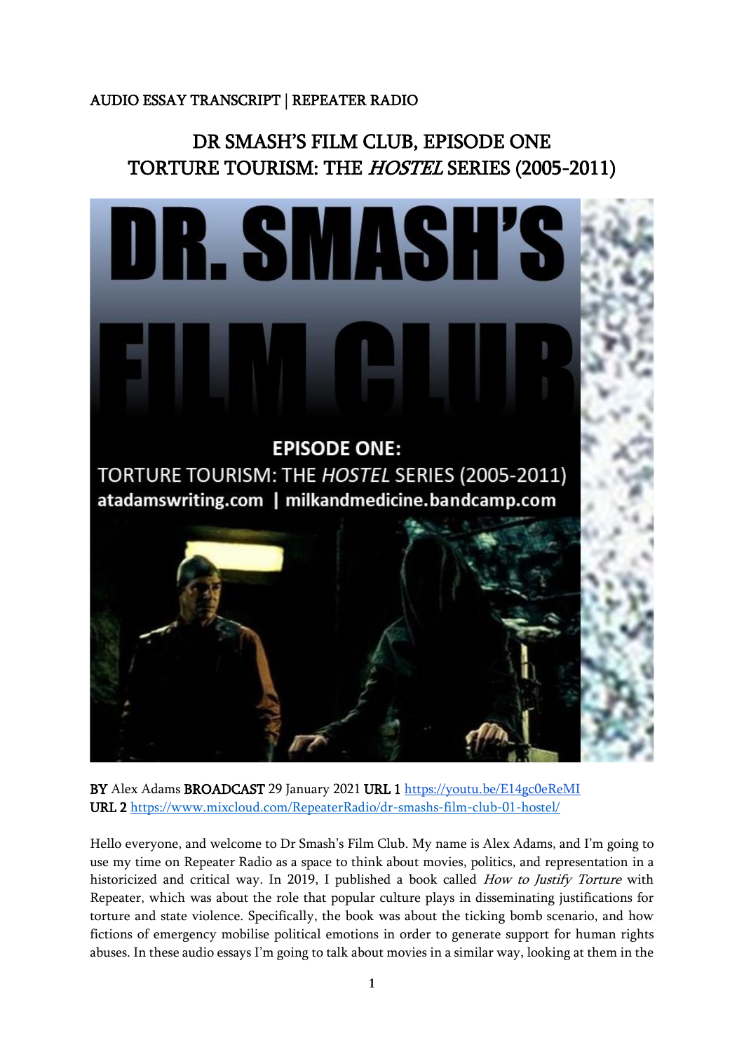AUDIO ESSAY TRANSCRIPT | REPEATER RADIO

# DR SMASH'S FILM CLUB, EPISODE ONE
# TORTURE TOURISM: THE *HOSTEL* SERIES (2005-2011)

**BY** Alex Adams **BROADCAST** 29 January 2021 **URL 1** https://youtu.be/E14gc0eReMI
**URL 2** https://www.mixcloud.com/RepeaterRadio/dr-smashs-film-club-01-hostel/

Hello everyone, and welcome to Dr Smash's Film Club. My name is Alex Adams, and I'm going to use my time on Repeater Radio as a space to think about movies, politics, and representation in a historicized and critical way. In 2019, I published a book called *How to Justify Torture* with Repeater, which was about the role that popular culture plays in disseminating justifications for torture and state violence. Specifically, the book was about the ticking bomb scenario, and how fictions of emergency mobilise political emotions in order to generate support for human rights abuses. In these audio essays I'm going to talk about movies in a similar way, looking at them in the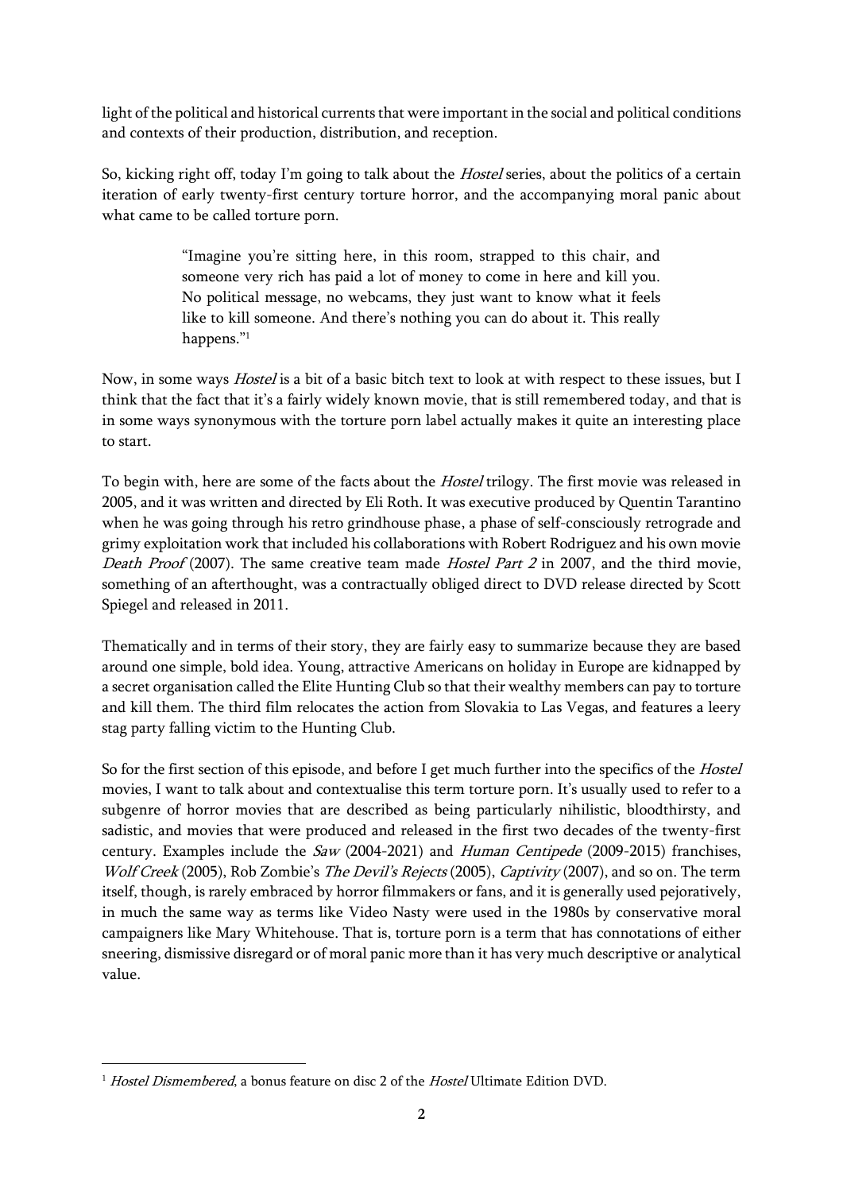light of the political and historical currents that were important in the social and political conditions and contexts of their production, distribution, and reception.

So, kicking right off, today I'm going to talk about the *Hostel* series, about the politics of a certain iteration of early twenty-first century torture horror, and the accompanying moral panic about what came to be called torture porn.

> "Imagine you're sitting here, in this room, strapped to this chair, and someone very rich has paid a lot of money to come in here and kill you. No political message, no webcams, they just want to know what it feels like to kill someone. And there's nothing you can do about it. This really happens."[1]

Now, in some ways *Hostel* is a bit of a basic bitch text to look at with respect to these issues, but I think that the fact that it's a fairly widely known movie, that is still remembered today, and that is in some ways synonymous with the torture porn label actually makes it quite an interesting place to start.

To begin with, here are some of the facts about the *Hostel* trilogy. The first movie was released in 2005, and it was written and directed by Eli Roth. It was executive produced by Quentin Tarantino when he was going through his retro grindhouse phase, a phase of self-consciously retrograde and grimy exploitation work that included his collaborations with Robert Rodriguez and his own movie *Death Proof* (2007). The same creative team made *Hostel Part 2* in 2007, and the third movie, something of an afterthought, was a contractually obliged direct to DVD release directed by Scott Spiegel and released in 2011.

Thematically and in terms of their story, they are fairly easy to summarize because they are based around one simple, bold idea. Young, attractive Americans on holiday in Europe are kidnapped by a secret organisation called the Elite Hunting Club so that their wealthy members can pay to torture and kill them. The third film relocates the action from Slovakia to Las Vegas, and features a leery stag party falling victim to the Hunting Club.

So for the first section of this episode, and before I get much further into the specifics of the *Hostel* movies, I want to talk about and contextualise this term torture porn. It's usually used to refer to a subgenre of horror movies that are described as being particularly nihilistic, bloodthirsty, and sadistic, and movies that were produced and released in the first two decades of the twenty-first century. Examples include the *Saw* (2004-2021) and *Human Centipede* (2009-2015) franchises, *Wolf Creek* (2005), Rob Zombie's *The Devil's Rejects* (2005), *Captivity* (2007), and so on. The term itself, though, is rarely embraced by horror filmmakers or fans, and it is generally used pejoratively, in much the same way as terms like Video Nasty were used in the 1980s by conservative moral campaigners like Mary Whitehouse. That is, torture porn is a term that has connotations of either sneering, dismissive disregard or of moral panic more than it has very much descriptive or analytical value.

[1] *Hostel Dismembered*, a bonus feature on disc 2 of the *Hostel* Ultimate Edition DVD.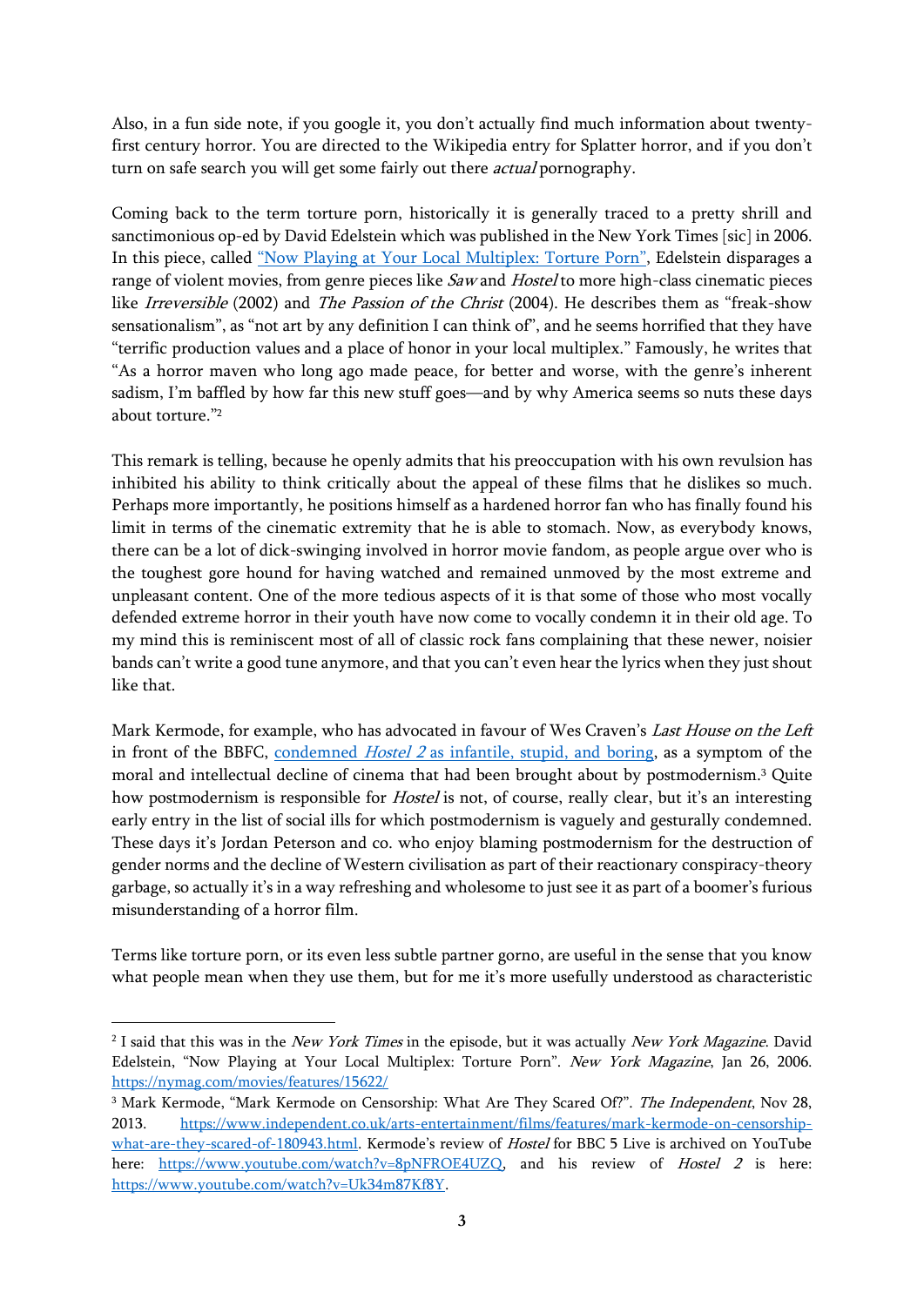Also, in a fun side note, if you google it, you don't actually find much information about twenty-first century horror. You are directed to the Wikipedia entry for Splatter horror, and if you don't turn on safe search you will get some fairly out there *actual* pornography.

Coming back to the term torture porn, historically it is generally traced to a pretty shrill and sanctimonious op-ed by David Edelstein which was published in the New York Times [sic] in 2006. In this piece, called "Now Playing at Your Local Multiplex: Torture Porn", Edelstein disparages a range of violent movies, from genre pieces like *Saw* and *Hostel* to more high-class cinematic pieces like *Irreversible* (2002) and *The Passion of the Christ* (2004). He describes them as "freak-show sensationalism", as "not art by any definition I can think of", and he seems horrified that they have "terrific production values and a place of honor in your local multiplex." Famously, he writes that "As a horror maven who long ago made peace, for better and worse, with the genre's inherent sadism, I'm baffled by how far this new stuff goes—and by why America seems so nuts these days about torture."[2]

This remark is telling, because he openly admits that his preoccupation with his own revulsion has inhibited his ability to think critically about the appeal of these films that he dislikes so much. Perhaps more importantly, he positions himself as a hardened horror fan who has finally found his limit in terms of the cinematic extremity that he is able to stomach. Now, as everybody knows, there can be a lot of dick-swinging involved in horror movie fandom, as people argue over who is the toughest gore hound for having watched and remained unmoved by the most extreme and unpleasant content. One of the more tedious aspects of it is that some of those who most vocally defended extreme horror in their youth have now come to vocally condemn it in their old age. To my mind this is reminiscent most of all of classic rock fans complaining that these newer, noisier bands can't write a good tune anymore, and that you can't even hear the lyrics when they just shout like that.

Mark Kermode, for example, who has advocated in favour of Wes Craven's *Last House on the Left* in front of the BBFC, condemned *Hostel 2* as infantile, stupid, and boring, as a symptom of the moral and intellectual decline of cinema that had been brought about by postmodernism.[3] Quite how postmodernism is responsible for *Hostel* is not, of course, really clear, but it's an interesting early entry in the list of social ills for which postmodernism is vaguely and gesturally condemned. These days it's Jordan Peterson and co. who enjoy blaming postmodernism for the destruction of gender norms and the decline of Western civilisation as part of their reactionary conspiracy-theory garbage, so actually it's in a way refreshing and wholesome to just see it as part of a boomer's furious misunderstanding of a horror film.

Terms like torture porn, or its even less subtle partner gorno, are useful in the sense that you know what people mean when they use them, but for me it's more usefully understood as characteristic

---

[2] I said that this was in the *New York Times* in the episode, but it was actually *New York Magazine*. David Edelstein, "Now Playing at Your Local Multiplex: Torture Porn". *New York Magazine*, Jan 26, 2006. https://nymag.com/movies/features/15622/

[3] Mark Kermode, "Mark Kermode on Censorship: What Are They Scared Of?". *The Independent*, Nov 28, 2013. https://www.independent.co.uk/arts-entertainment/films/features/mark-kermode-on-censorship-what-are-they-scared-of-180943.html. Kermode's review of *Hostel* for BBC 5 Live is archived on YouTube here: https://www.youtube.com/watch?v=8pNFROE4UZQ, and his review of *Hostel 2* is here: https://www.youtube.com/watch?v=Uk34m87Kf8Y.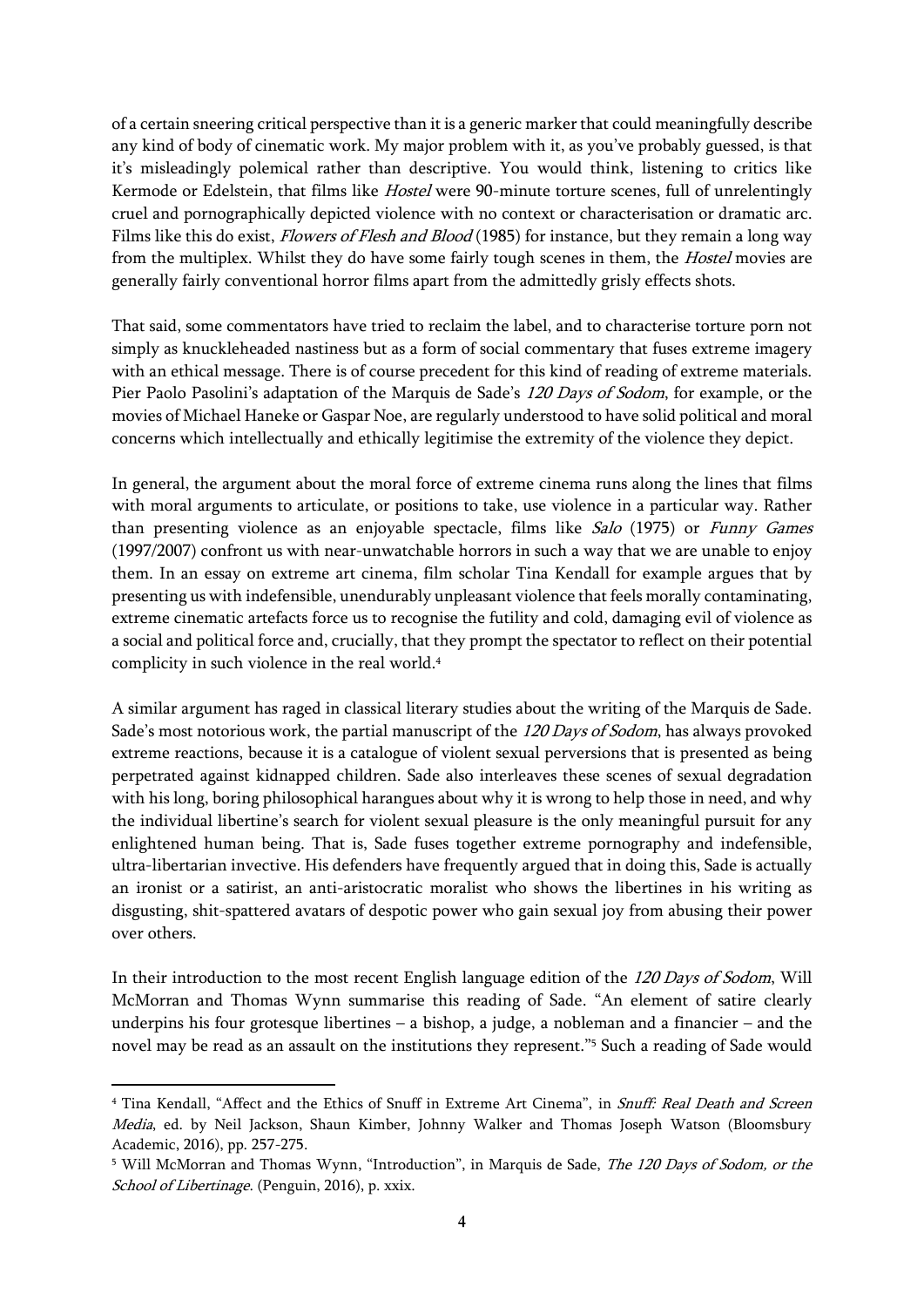of a certain sneering critical perspective than it is a generic marker that could meaningfully describe any kind of body of cinematic work. My major problem with it, as you've probably guessed, is that it's misleadingly polemical rather than descriptive. You would think, listening to critics like Kermode or Edelstein, that films like *Hostel* were 90-minute torture scenes, full of unrelentingly cruel and pornographically depicted violence with no context or characterisation or dramatic arc. Films like this do exist, *Flowers of Flesh and Blood* (1985) for instance, but they remain a long way from the multiplex. Whilst they do have some fairly tough scenes in them, the *Hostel* movies are generally fairly conventional horror films apart from the admittedly grisly effects shots.

That said, some commentators have tried to reclaim the label, and to characterise torture porn not simply as knuckleheaded nastiness but as a form of social commentary that fuses extreme imagery with an ethical message. There is of course precedent for this kind of reading of extreme materials. Pier Paolo Pasolini's adaptation of the Marquis de Sade's *120 Days of Sodom*, for example, or the movies of Michael Haneke or Gaspar Noe, are regularly understood to have solid political and moral concerns which intellectually and ethically legitimise the extremity of the violence they depict.

In general, the argument about the moral force of extreme cinema runs along the lines that films with moral arguments to articulate, or positions to take, use violence in a particular way. Rather than presenting violence as an enjoyable spectacle, films like *Salo* (1975) or *Funny Games* (1997/2007) confront us with near-unwatchable horrors in such a way that we are unable to enjoy them. In an essay on extreme art cinema, film scholar Tina Kendall for example argues that by presenting us with indefensible, unendurably unpleasant violence that feels morally contaminating, extreme cinematic artefacts force us to recognise the futility and cold, damaging evil of violence as a social and political force and, crucially, that they prompt the spectator to reflect on their potential complicity in such violence in the real world.[4]

A similar argument has raged in classical literary studies about the writing of the Marquis de Sade. Sade's most notorious work, the partial manuscript of the *120 Days of Sodom*, has always provoked extreme reactions, because it is a catalogue of violent sexual perversions that is presented as being perpetrated against kidnapped children. Sade also interleaves these scenes of sexual degradation with his long, boring philosophical harangues about why it is wrong to help those in need, and why the individual libertine's search for violent sexual pleasure is the only meaningful pursuit for any enlightened human being. That is, Sade fuses together extreme pornography and indefensible, ultra-libertarian invective. His defenders have frequently argued that in doing this, Sade is actually an ironist or a satirist, an anti-aristocratic moralist who shows the libertines in his writing as disgusting, shit-spattered avatars of despotic power who gain sexual joy from abusing their power over others.

In their introduction to the most recent English language edition of the *120 Days of Sodom*, Will McMorran and Thomas Wynn summarise this reading of Sade. "An element of satire clearly underpins his four grotesque libertines – a bishop, a judge, a nobleman and a financier – and the novel may be read as an assault on the institutions they represent."[5] Such a reading of Sade would

---

[4] Tina Kendall, "Affect and the Ethics of Snuff in Extreme Art Cinema", in *Snuff: Real Death and Screen Media*, ed. by Neil Jackson, Shaun Kimber, Johnny Walker and Thomas Joseph Watson (Bloomsbury Academic, 2016), pp. 257-275.

[5] Will McMorran and Thomas Wynn, "Introduction", in Marquis de Sade, *The 120 Days of Sodom, or the School of Libertinage*. (Penguin, 2016), p. xxix.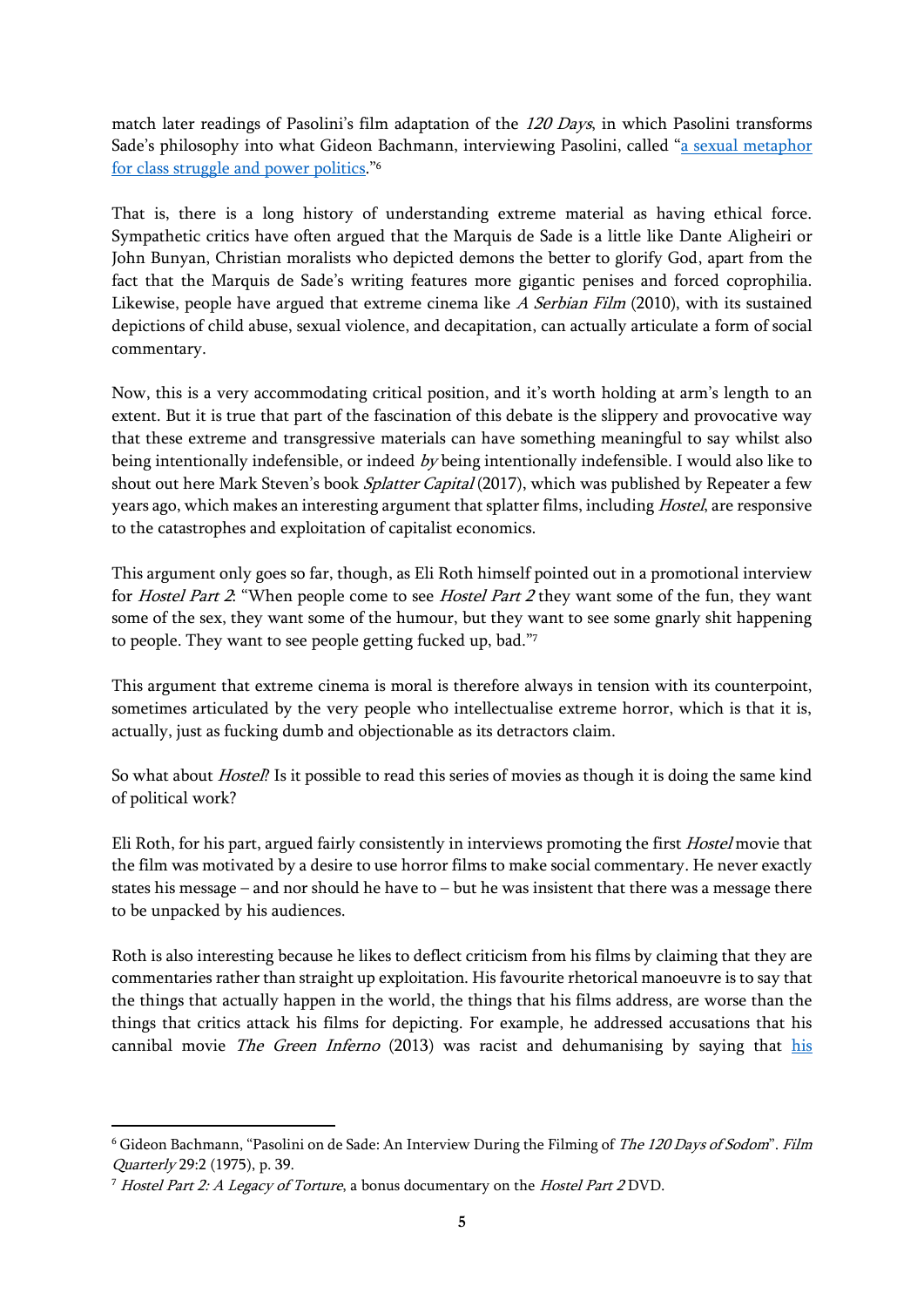match later readings of Pasolini's film adaptation of the *120 Days*, in which Pasolini transforms Sade's philosophy into what Gideon Bachmann, interviewing Pasolini, called "a sexual metaphor for class struggle and power politics."[6]

That is, there is a long history of understanding extreme material as having ethical force. Sympathetic critics have often argued that the Marquis de Sade is a little like Dante Aligheiri or John Bunyan, Christian moralists who depicted demons the better to glorify God, apart from the fact that the Marquis de Sade's writing features more gigantic penises and forced coprophilia. Likewise, people have argued that extreme cinema like *A Serbian Film* (2010), with its sustained depictions of child abuse, sexual violence, and decapitation, can actually articulate a form of social commentary.

Now, this is a very accommodating critical position, and it's worth holding at arm's length to an extent. But it is true that part of the fascination of this debate is the slippery and provocative way that these extreme and transgressive materials can have something meaningful to say whilst also being intentionally indefensible, or indeed *by* being intentionally indefensible. I would also like to shout out here Mark Steven's book *Splatter Capital* (2017), which was published by Repeater a few years ago, which makes an interesting argument that splatter films, including *Hostel*, are responsive to the catastrophes and exploitation of capitalist economics.

This argument only goes so far, though, as Eli Roth himself pointed out in a promotional interview for *Hostel Part 2*: "When people come to see *Hostel Part 2* they want some of the fun, they want some of the sex, they want some of the humour, but they want to see some gnarly shit happening to people. They want to see people getting fucked up, bad."[7]

This argument that extreme cinema is moral is therefore always in tension with its counterpoint, sometimes articulated by the very people who intellectualise extreme horror, which is that it is, actually, just as fucking dumb and objectionable as its detractors claim.

So what about *Hostel*? Is it possible to read this series of movies as though it is doing the same kind of political work?

Eli Roth, for his part, argued fairly consistently in interviews promoting the first *Hostel* movie that the film was motivated by a desire to use horror films to make social commentary. He never exactly states his message – and nor should he have to – but he was insistent that there was a message there to be unpacked by his audiences.

Roth is also interesting because he likes to deflect criticism from his films by claiming that they are commentaries rather than straight up exploitation. His favourite rhetorical manoeuvre is to say that the things that actually happen in the world, the things that his films address, are worse than the things that critics attack his films for depicting. For example, he addressed accusations that his cannibal movie *The Green Inferno* (2013) was racist and dehumanising by saying that his

---

[6] Gideon Bachmann, "Pasolini on de Sade: An Interview During the Filming of *The 120 Days of Sodom*". *Film Quarterly* 29:2 (1975), p. 39.

[7] *Hostel Part 2: A Legacy of Torture*, a bonus documentary on the *Hostel Part 2* DVD.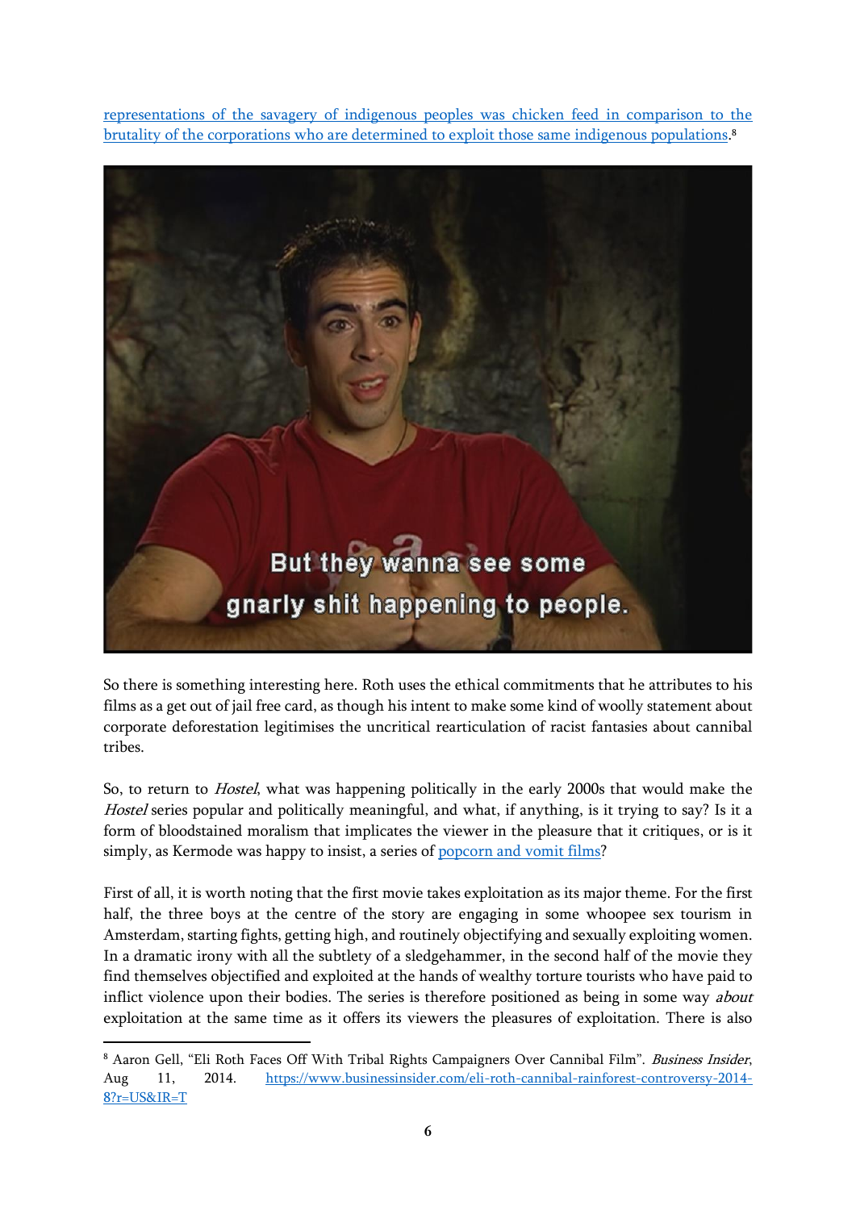[representations of the savagery of indigenous peoples was chicken feed in comparison to the brutality of the corporations who are determined to exploit those same indigenous populations](https://www.businessinsider.com/eli-roth-cannibal-rainforest-controversy-2014-8?r=US&IR=T).[8]

So there is something interesting here. Roth uses the ethical commitments that he attributes to his films as a get out of jail free card, as though his intent to make some kind of woolly statement about corporate deforestation legitimises the uncritical rearticulation of racist fantasies about cannibal tribes.

So, to return to *Hostel*, what was happening politically in the early 2000s that would make the *Hostel* series popular and politically meaningful, and what, if anything, is it trying to say? Is it a form of bloodstained moralism that implicates the viewer in the pleasure that it critiques, or is it simply, as Kermode was happy to insist, a series of [popcorn and vomit films](#)?

First of all, it is worth noting that the first movie takes exploitation as its major theme. For the first half, the three boys at the centre of the story are engaging in some whoopee sex tourism in Amsterdam, starting fights, getting high, and routinely objectifying and sexually exploiting women. In a dramatic irony with all the subtlety of a sledgehammer, in the second half of the movie they find themselves objectified and exploited at the hands of wealthy torture tourists who have paid to inflict violence upon their bodies. The series is therefore positioned as being in some way *about* exploitation at the same time as it offers its viewers the pleasures of exploitation. There is also

---

[8] Aaron Gell, "Eli Roth Faces Off With Tribal Rights Campaigners Over Cannibal Film". *Business Insider*, Aug 11, 2014. https://www.businessinsider.com/eli-roth-cannibal-rainforest-controversy-2014-8?r=US&IR=T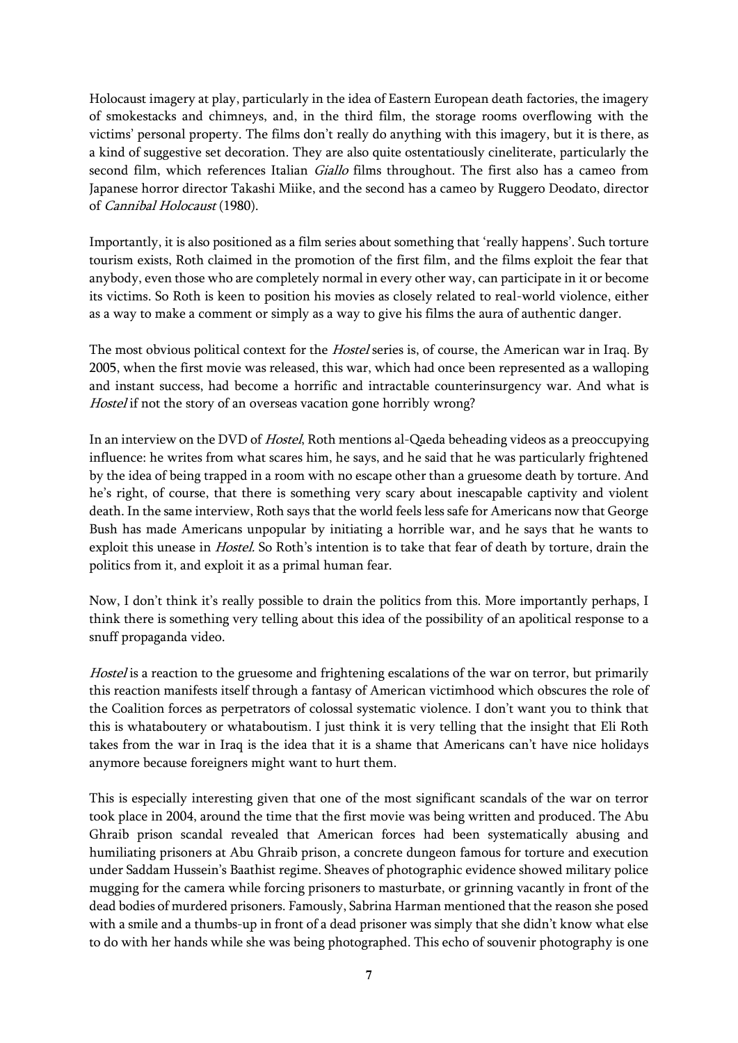Holocaust imagery at play, particularly in the idea of Eastern European death factories, the imagery of smokestacks and chimneys, and, in the third film, the storage rooms overflowing with the victims' personal property. The films don't really do anything with this imagery, but it is there, as a kind of suggestive set decoration. They are also quite ostentatiously cineliterate, particularly the second film, which references Italian *Giallo* films throughout. The first also has a cameo from Japanese horror director Takashi Miike, and the second has a cameo by Ruggero Deodato, director of *Cannibal Holocaust* (1980).

Importantly, it is also positioned as a film series about something that 'really happens'. Such torture tourism exists, Roth claimed in the promotion of the first film, and the films exploit the fear that anybody, even those who are completely normal in every other way, can participate in it or become its victims. So Roth is keen to position his movies as closely related to real-world violence, either as a way to make a comment or simply as a way to give his films the aura of authentic danger.

The most obvious political context for the *Hostel* series is, of course, the American war in Iraq. By 2005, when the first movie was released, this war, which had once been represented as a walloping and instant success, had become a horrific and intractable counterinsurgency war. And what is *Hostel* if not the story of an overseas vacation gone horribly wrong?

In an interview on the DVD of *Hostel*, Roth mentions al-Qaeda beheading videos as a preoccupying influence: he writes from what scares him, he says, and he said that he was particularly frightened by the idea of being trapped in a room with no escape other than a gruesome death by torture. And he's right, of course, that there is something very scary about inescapable captivity and violent death. In the same interview, Roth says that the world feels less safe for Americans now that George Bush has made Americans unpopular by initiating a horrible war, and he says that he wants to exploit this unease in *Hostel*. So Roth's intention is to take that fear of death by torture, drain the politics from it, and exploit it as a primal human fear.

Now, I don't think it's really possible to drain the politics from this. More importantly perhaps, I think there is something very telling about this idea of the possibility of an apolitical response to a snuff propaganda video.

*Hostel* is a reaction to the gruesome and frightening escalations of the war on terror, but primarily this reaction manifests itself through a fantasy of American victimhood which obscures the role of the Coalition forces as perpetrators of colossal systematic violence. I don't want you to think that this is whataboutery or whataboutism. I just think it is very telling that the insight that Eli Roth takes from the war in Iraq is the idea that it is a shame that Americans can't have nice holidays anymore because foreigners might want to hurt them.

This is especially interesting given that one of the most significant scandals of the war on terror took place in 2004, around the time that the first movie was being written and produced. The Abu Ghraib prison scandal revealed that American forces had been systematically abusing and humiliating prisoners at Abu Ghraib prison, a concrete dungeon famous for torture and execution under Saddam Hussein's Baathist regime. Sheaves of photographic evidence showed military police mugging for the camera while forcing prisoners to masturbate, or grinning vacantly in front of the dead bodies of murdered prisoners. Famously, Sabrina Harman mentioned that the reason she posed with a smile and a thumbs-up in front of a dead prisoner was simply that she didn't know what else to do with her hands while she was being photographed. This echo of souvenir photography is one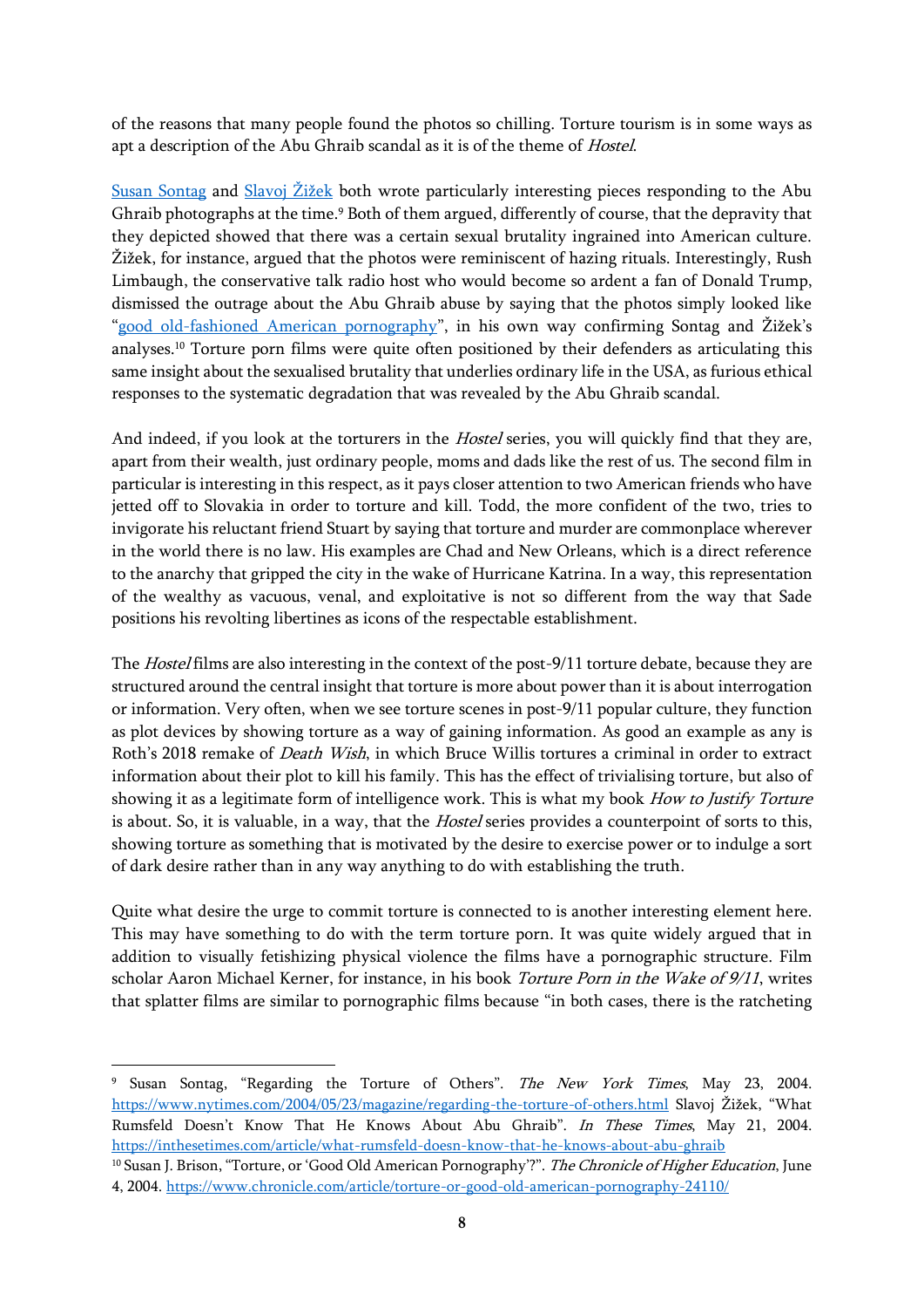of the reasons that many people found the photos so chilling. Torture tourism is in some ways as apt a description of the Abu Ghraib scandal as it is of the theme of *Hostel*.

Susan Sontag and Slavoj Žižek both wrote particularly interesting pieces responding to the Abu Ghraib photographs at the time.[9] Both of them argued, differently of course, that the depravity that they depicted showed that there was a certain sexual brutality ingrained into American culture. Žižek, for instance, argued that the photos were reminiscent of hazing rituals. Interestingly, Rush Limbaugh, the conservative talk radio host who would become so ardent a fan of Donald Trump, dismissed the outrage about the Abu Ghraib abuse by saying that the photos simply looked like "good old-fashioned American pornography", in his own way confirming Sontag and Žižek's analyses.[10] Torture porn films were quite often positioned by their defenders as articulating this same insight about the sexualised brutality that underlies ordinary life in the USA, as furious ethical responses to the systematic degradation that was revealed by the Abu Ghraib scandal.

And indeed, if you look at the torturers in the *Hostel* series, you will quickly find that they are, apart from their wealth, just ordinary people, moms and dads like the rest of us. The second film in particular is interesting in this respect, as it pays closer attention to two American friends who have jetted off to Slovakia in order to torture and kill. Todd, the more confident of the two, tries to invigorate his reluctant friend Stuart by saying that torture and murder are commonplace wherever in the world there is no law. His examples are Chad and New Orleans, which is a direct reference to the anarchy that gripped the city in the wake of Hurricane Katrina. In a way, this representation of the wealthy as vacuous, venal, and exploitative is not so different from the way that Sade positions his revolting libertines as icons of the respectable establishment.

The *Hostel* films are also interesting in the context of the post-9/11 torture debate, because they are structured around the central insight that torture is more about power than it is about interrogation or information. Very often, when we see torture scenes in post-9/11 popular culture, they function as plot devices by showing torture as a way of gaining information. As good an example as any is Roth's 2018 remake of *Death Wish*, in which Bruce Willis tortures a criminal in order to extract information about their plot to kill his family. This has the effect of trivialising torture, but also of showing it as a legitimate form of intelligence work. This is what my book *How to Justify Torture* is about. So, it is valuable, in a way, that the *Hostel* series provides a counterpoint of sorts to this, showing torture as something that is motivated by the desire to exercise power or to indulge a sort of dark desire rather than in any way anything to do with establishing the truth.

Quite what desire the urge to commit torture is connected to is another interesting element here. This may have something to do with the term torture porn. It was quite widely argued that in addition to visually fetishizing physical violence the films have a pornographic structure. Film scholar Aaron Michael Kerner, for instance, in his book *Torture Porn in the Wake of 9/11*, writes that splatter films are similar to pornographic films because "in both cases, there is the ratcheting

---

[9] Susan Sontag, "Regarding the Torture of Others". *The New York Times*, May 23, 2004. https://www.nytimes.com/2004/05/23/magazine/regarding-the-torture-of-others.html Slavoj Žižek, "What Rumsfeld Doesn't Know That He Knows About Abu Ghraib". *In These Times*, May 21, 2004. https://inthesetimes.com/article/what-rumsfeld-doesn-know-that-he-knows-about-abu-ghraib

[10] Susan J. Brison, "Torture, or 'Good Old American Pornography'?". *The Chronicle of Higher Education*, June 4, 2004. https://www.chronicle.com/article/torture-or-good-old-american-pornography-24110/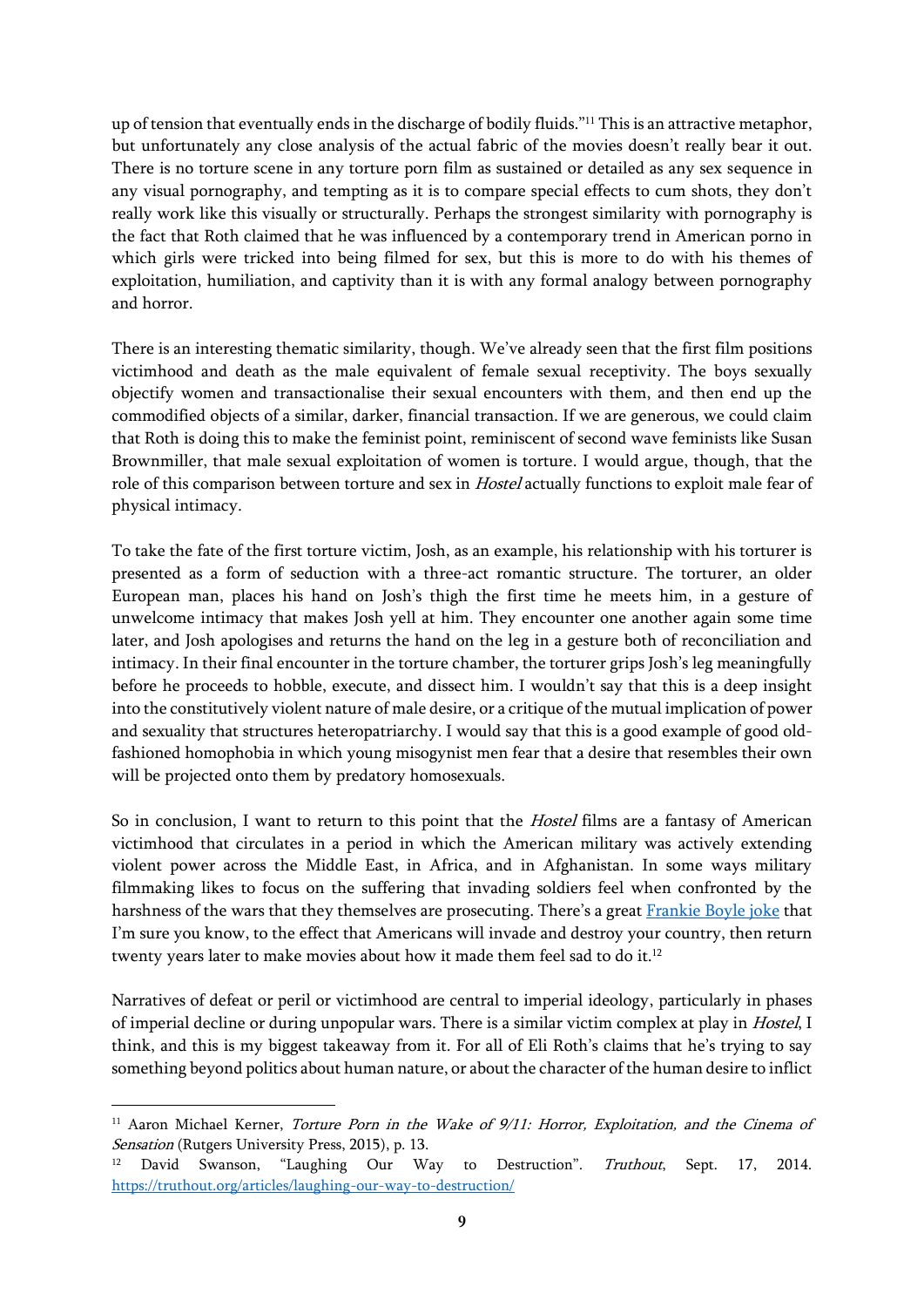up of tension that eventually ends in the discharge of bodily fluids."[11] This is an attractive metaphor, but unfortunately any close analysis of the actual fabric of the movies doesn't really bear it out. There is no torture scene in any torture porn film as sustained or detailed as any sex sequence in any visual pornography, and tempting as it is to compare special effects to cum shots, they don't really work like this visually or structurally. Perhaps the strongest similarity with pornography is the fact that Roth claimed that he was influenced by a contemporary trend in American porno in which girls were tricked into being filmed for sex, but this is more to do with his themes of exploitation, humiliation, and captivity than it is with any formal analogy between pornography and horror.

There is an interesting thematic similarity, though. We've already seen that the first film positions victimhood and death as the male equivalent of female sexual receptivity. The boys sexually objectify women and transactionalise their sexual encounters with them, and then end up the commodified objects of a similar, darker, financial transaction. If we are generous, we could claim that Roth is doing this to make the feminist point, reminiscent of second wave feminists like Susan Brownmiller, that male sexual exploitation of women is torture. I would argue, though, that the role of this comparison between torture and sex in *Hostel* actually functions to exploit male fear of physical intimacy.

To take the fate of the first torture victim, Josh, as an example, his relationship with his torturer is presented as a form of seduction with a three-act romantic structure. The torturer, an older European man, places his hand on Josh's thigh the first time he meets him, in a gesture of unwelcome intimacy that makes Josh yell at him. They encounter one another again some time later, and Josh apologises and returns the hand on the leg in a gesture both of reconciliation and intimacy. In their final encounter in the torture chamber, the torturer grips Josh's leg meaningfully before he proceeds to hobble, execute, and dissect him. I wouldn't say that this is a deep insight into the constitutively violent nature of male desire, or a critique of the mutual implication of power and sexuality that structures heteropatriarchy. I would say that this is a good example of good old-fashioned homophobia in which young misogynist men fear that a desire that resembles their own will be projected onto them by predatory homosexuals.

So in conclusion, I want to return to this point that the *Hostel* films are a fantasy of American victimhood that circulates in a period in which the American military was actively extending violent power across the Middle East, in Africa, and in Afghanistan. In some ways military filmmaking likes to focus on the suffering that invading soldiers feel when confronted by the harshness of the wars that they themselves are prosecuting. There's a great [Frankie Boyle joke](https://truthout.org/articles/laughing-our-way-to-destruction/) that I'm sure you know, to the effect that Americans will invade and destroy your country, then return twenty years later to make movies about how it made them feel sad to do it.[12]

Narratives of defeat or peril or victimhood are central to imperial ideology, particularly in phases of imperial decline or during unpopular wars. There is a similar victim complex at play in *Hostel*, I think, and this is my biggest takeaway from it. For all of Eli Roth's claims that he's trying to say something beyond politics about human nature, or about the character of the human desire to inflict

---

[11] Aaron Michael Kerner, *Torture Porn in the Wake of 9/11: Horror, Exploitation, and the Cinema of Sensation* (Rutgers University Press, 2015), p. 13.

[12] David Swanson, "Laughing Our Way to Destruction". *Truthout*, Sept. 17, 2014. https://truthout.org/articles/laughing-our-way-to-destruction/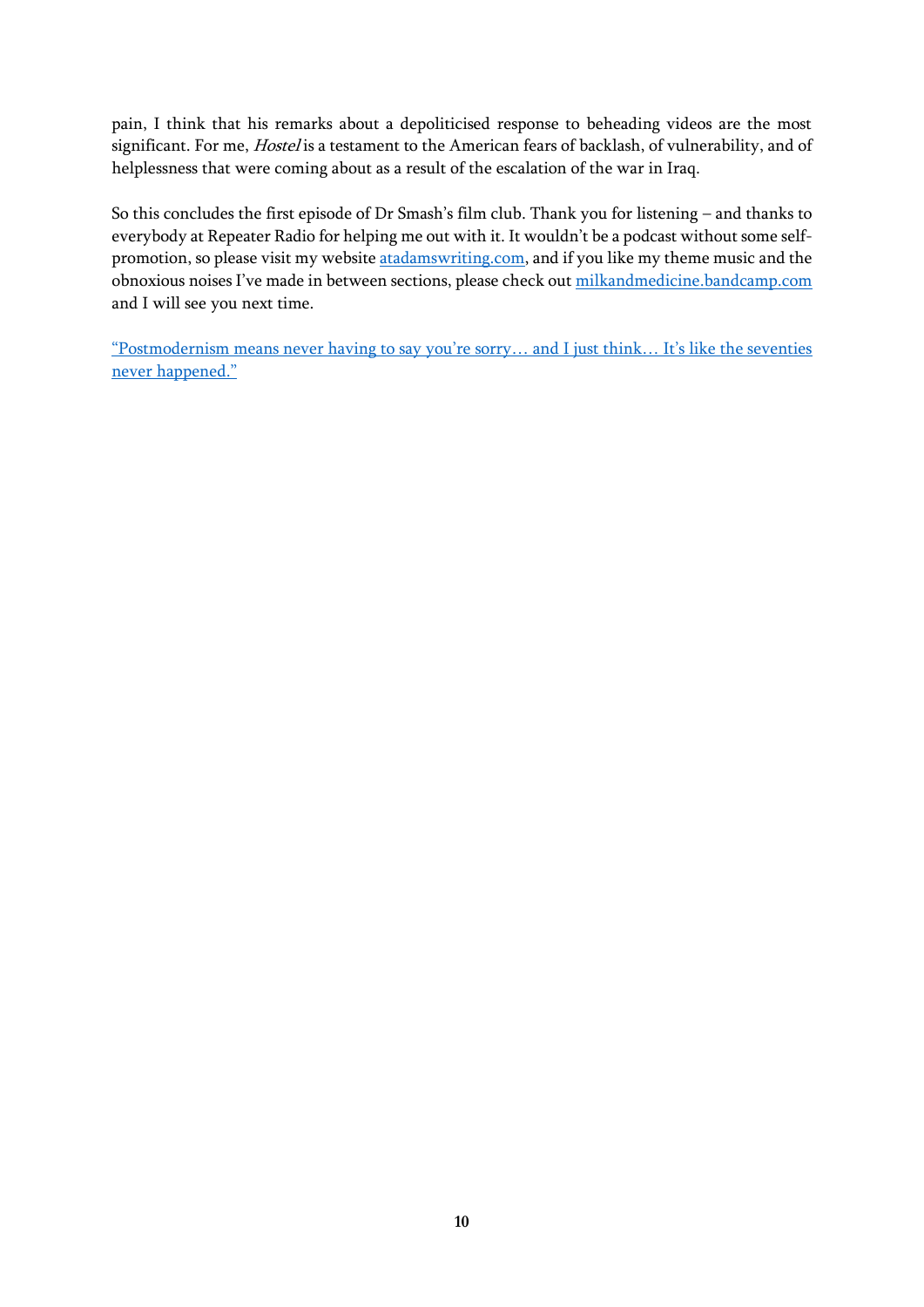pain, I think that his remarks about a depoliticised response to beheading videos are the most significant. For me, *Hostel* is a testament to the American fears of backlash, of vulnerability, and of helplessness that were coming about as a result of the escalation of the war in Iraq.

So this concludes the first episode of Dr Smash's film club. Thank you for listening – and thanks to everybody at Repeater Radio for helping me out with it. It wouldn't be a podcast without some self-promotion, so please visit my website atadamswriting.com, and if you like my theme music and the obnoxious noises I've made in between sections, please check out milkandmedicine.bandcamp.com and I will see you next time.

"Postmodernism means never having to say you're sorry… and I just think… It's like the seventies never happened."